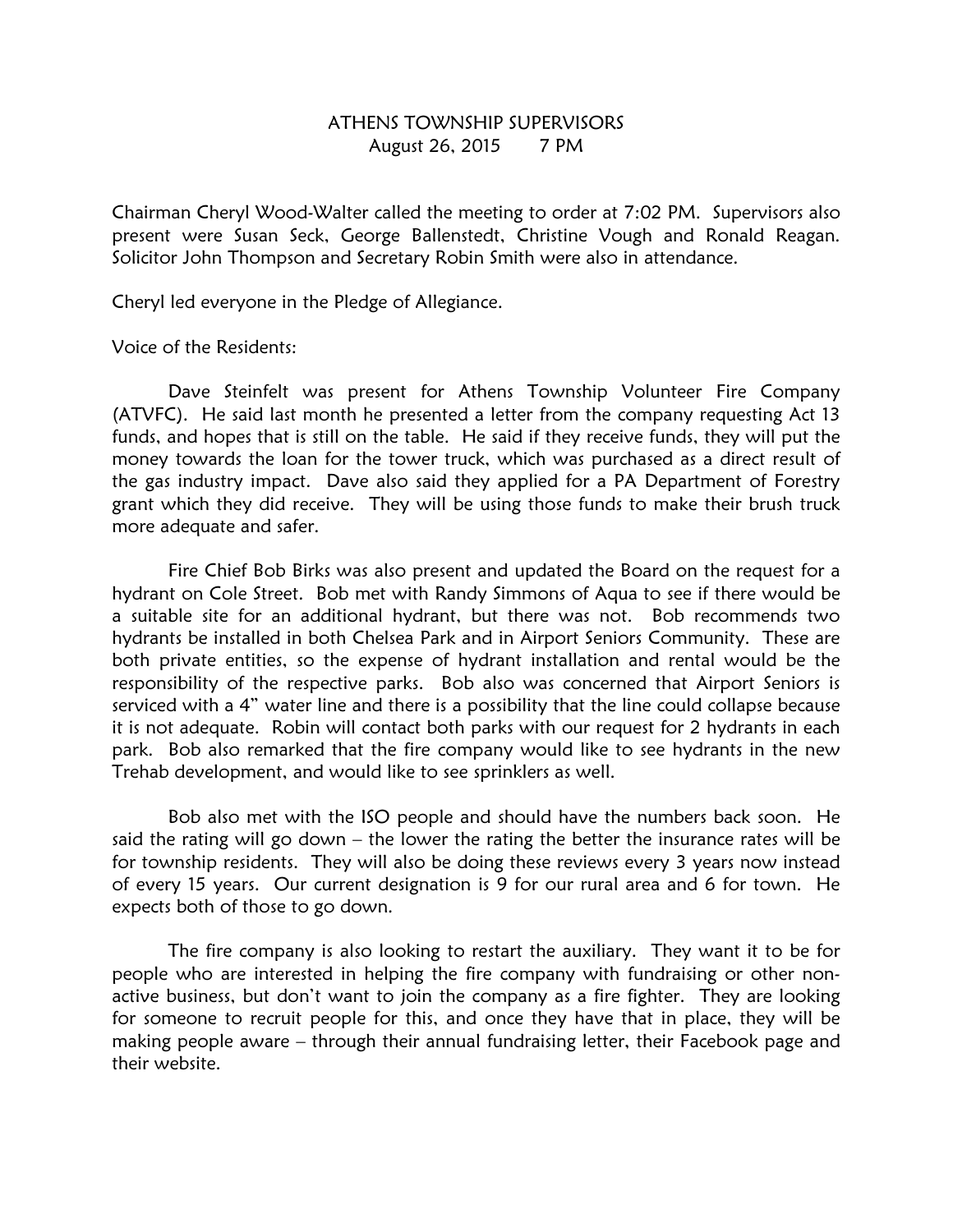# ATHENS TOWNSHIP SUPERVISORS

August 26, 2015 7 PM

Chairman Cheryl Wood-Walter called the meeting to order at 7:02 PM. Supervisors also present were Susan Seck, George Ballenstedt, Christine Vough and Ronald Reagan. Solicitor John Thompson and Secretary Robin Smith were also in attendance.

Cheryl led everyone in the Pledge of Allegiance.

Voice of the Residents:

Dave Steinfelt was present for Athens Township Volunteer Fire Company (ATVFC). He said last month he presented a letter from the company requesting Act 13 funds, and hopes that is still on the table. He said if they receive funds, they will put the money towards the loan for the tower truck, which was purchased as a direct result of the gas industry impact. Dave also said they applied for a PA Department of Forestry grant which they did receive. They will be using those funds to make their brush truck more adequate and safer.

Fire Chief Bob Birks was also present and updated the Board on the request for a hydrant on Cole Street. Bob met with Randy Simmons of Aqua to see if there would be a suitable site for an additional hydrant, but there was not. Bob recommends two hydrants be installed in both Chelsea Park and in Airport Seniors Community. These are both private entities, so the expense of hydrant installation and rental would be the responsibility of the respective parks. Bob also was concerned that Airport Seniors is serviced with a 4" water line and there is a possibility that the line could collapse because it is not adequate. Robin will contact both parks with our request for 2 hydrants in each park. Bob also remarked that the fire company would like to see hydrants in the new Trehab development, and would like to see sprinklers as well.

Bob also met with the ISO people and should have the numbers back soon. He said the rating will go down – the lower the rating the better the insurance rates will be for township residents. They will also be doing these reviews every 3 years now instead of every 15 years. Our current designation is 9 for our rural area and 6 for town. He expects both of those to go down.

The fire company is also looking to restart the auxiliary. They want it to be for people who are interested in helping the fire company with fundraising or other non-active business, but don't want to join the company as a fire fighter. They are looking for someone to recruit people for this, and once they have that in place, they will be making people aware – through their annual fundraising letter, their Facebook page and their website.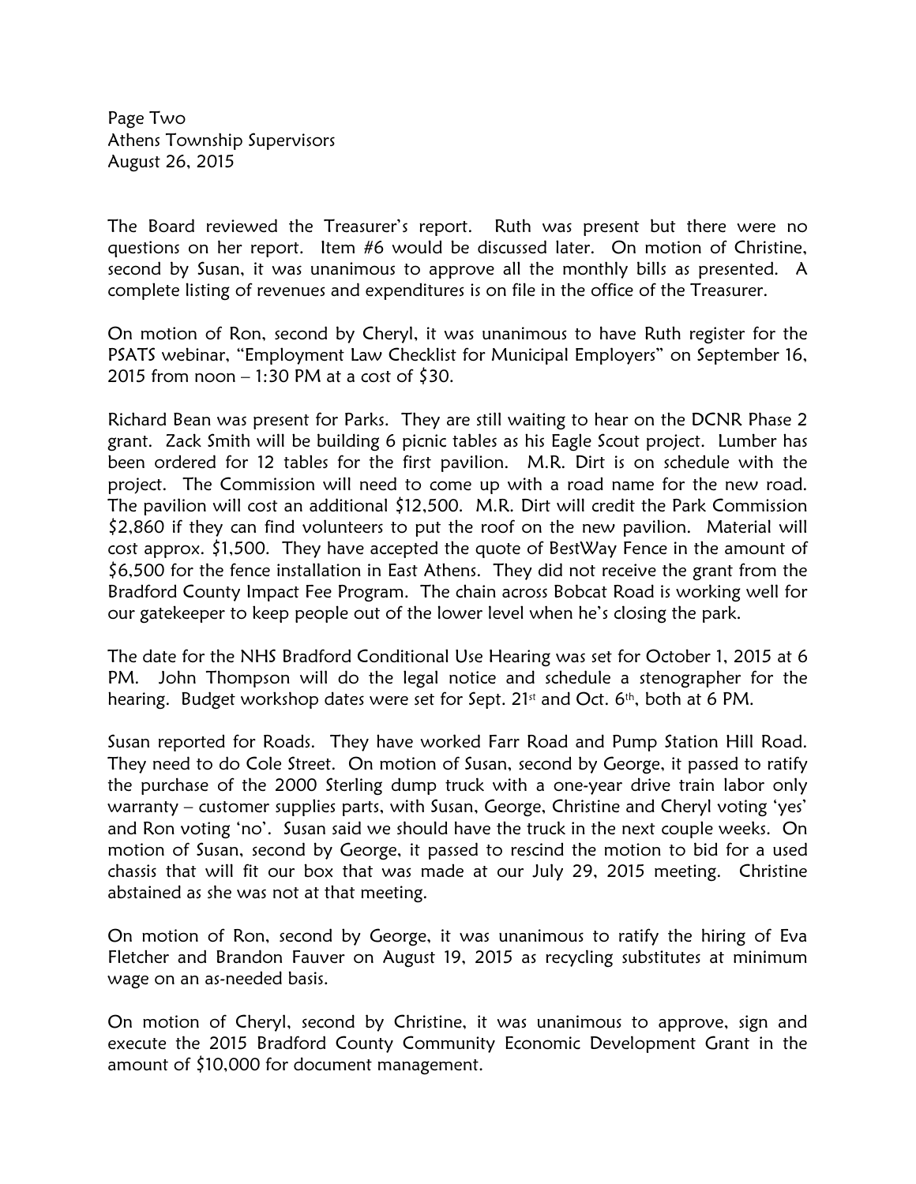The Board reviewed the Treasurer's report. Ruth was present but there were no questions on her report. Item #6 would be discussed later. On motion of Christine, second by Susan, it was unanimous to approve all the monthly bills as presented. A complete listing of revenues and expenditures is on file in the office of the Treasurer.

On motion of Ron, second by Cheryl, it was unanimous to have Ruth register for the PSATS webinar, "Employment Law Checklist for Municipal Employers" on September 16, 2015 from noon – 1:30 PM at a cost of $30.

Richard Bean was present for Parks. They are still waiting to hear on the DCNR Phase 2 grant. Zack Smith will be building 6 picnic tables as his Eagle Scout project. Lumber has been ordered for 12 tables for the first pavilion. M.R. Dirt is on schedule with the project. The Commission will need to come up with a road name for the new road. The pavilion will cost an additional $12,500. M.R. Dirt will credit the Park Commission $2,860 if they can find volunteers to put the roof on the new pavilion. Material will cost approx. $1,500. They have accepted the quote of BestWay Fence in the amount of $6,500 for the fence installation in East Athens. They did not receive the grant from the Bradford County Impact Fee Program. The chain across Bobcat Road is working well for our gatekeeper to keep people out of the lower level when he's closing the park.

The date for the NHS Bradford Conditional Use Hearing was set for October 1, 2015 at 6 PM. John Thompson will do the legal notice and schedule a stenographer for the hearing. Budget workshop dates were set for Sept. 21st and Oct. 6th, both at 6 PM.

Susan reported for Roads. They have worked Farr Road and Pump Station Hill Road. They need to do Cole Street. On motion of Susan, second by George, it passed to ratify the purchase of the 2000 Sterling dump truck with a one-year drive train labor only warranty – customer supplies parts, with Susan, George, Christine and Cheryl voting 'yes' and Ron voting 'no'. Susan said we should have the truck in the next couple weeks. On motion of Susan, second by George, it passed to rescind the motion to bid for a used chassis that will fit our box that was made at our July 29, 2015 meeting. Christine abstained as she was not at that meeting.

On motion of Ron, second by George, it was unanimous to ratify the hiring of Eva Fletcher and Brandon Fauver on August 19, 2015 as recycling substitutes at minimum wage on an as-needed basis.

On motion of Cheryl, second by Christine, it was unanimous to approve, sign and execute the 2015 Bradford County Community Economic Development Grant in the amount of $10,000 for document management.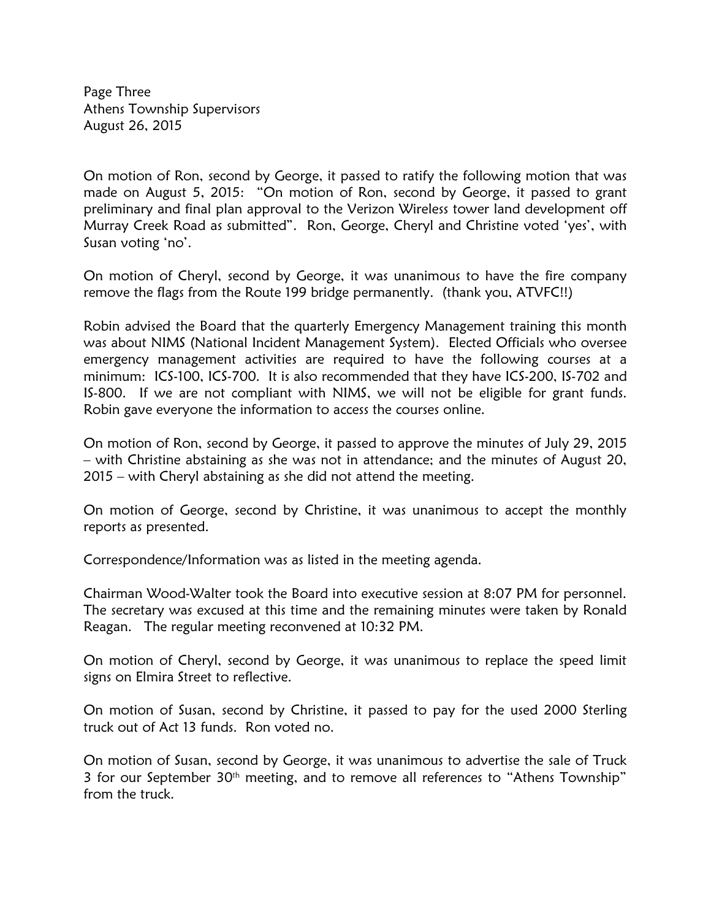On motion of Ron, second by George, it passed to ratify the following motion that was made on August 5, 2015: "On motion of Ron, second by George, it passed to grant preliminary and final plan approval to the Verizon Wireless tower land development off Murray Creek Road as submitted". Ron, George, Cheryl and Christine voted 'yes', with Susan voting 'no'.

On motion of Cheryl, second by George, it was unanimous to have the fire company remove the flags from the Route 199 bridge permanently. (thank you, ATVFC!!)

Robin advised the Board that the quarterly Emergency Management training this month was about NIMS (National Incident Management System). Elected Officials who oversee emergency management activities are required to have the following courses at a minimum: ICS-100, ICS-700. It is also recommended that they have ICS-200, IS-702 and IS-800. If we are not compliant with NIMS, we will not be eligible for grant funds. Robin gave everyone the information to access the courses online.

On motion of Ron, second by George, it passed to approve the minutes of July 29, 2015 – with Christine abstaining as she was not in attendance; and the minutes of August 20, 2015 – with Cheryl abstaining as she did not attend the meeting.

On motion of George, second by Christine, it was unanimous to accept the monthly reports as presented.

Correspondence/Information was as listed in the meeting agenda.

Chairman Wood-Walter took the Board into executive session at 8:07 PM for personnel. The secretary was excused at this time and the remaining minutes were taken by Ronald Reagan. The regular meeting reconvened at 10:32 PM.

On motion of Cheryl, second by George, it was unanimous to replace the speed limit signs on Elmira Street to reflective.

On motion of Susan, second by Christine, it passed to pay for the used 2000 Sterling truck out of Act 13 funds. Ron voted no.

On motion of Susan, second by George, it was unanimous to advertise the sale of Truck 3 for our September 30th meeting, and to remove all references to "Athens Township" from the truck.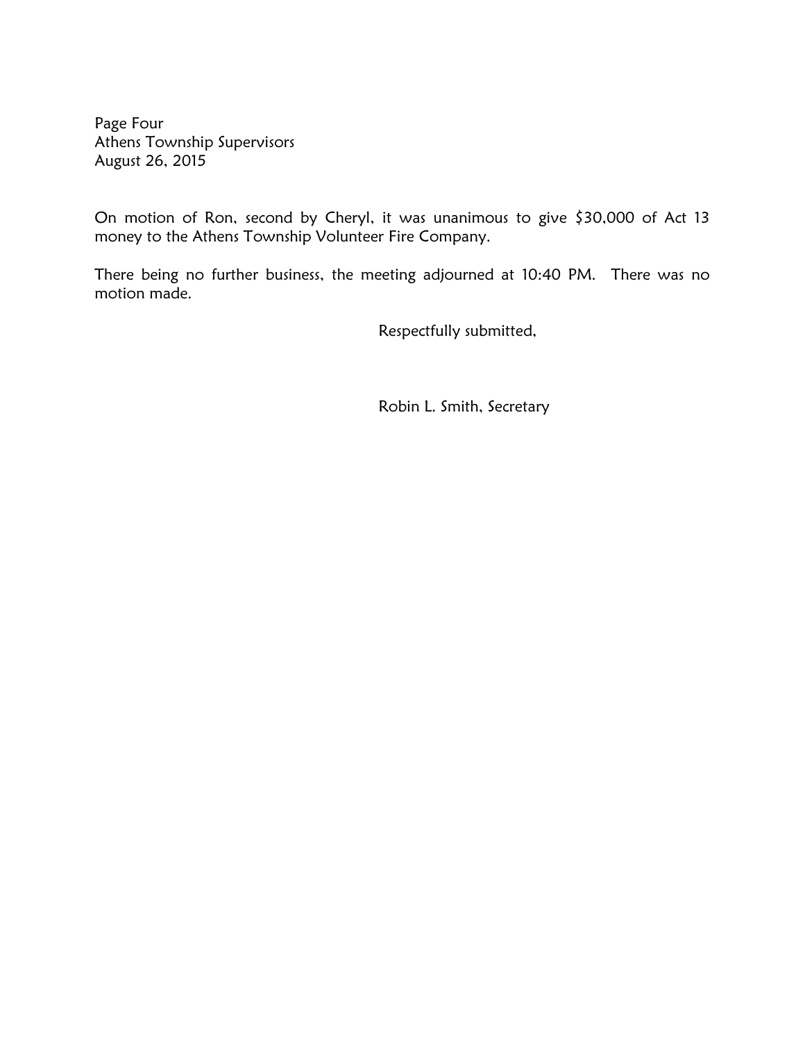On motion of Ron, second by Cheryl, it was unanimous to give $30,000 of Act 13 money to the Athens Township Volunteer Fire Company.

There being no further business, the meeting adjourned at 10:40 PM. There was no motion made.

Respectfully submitted,

Robin L. Smith, Secretary